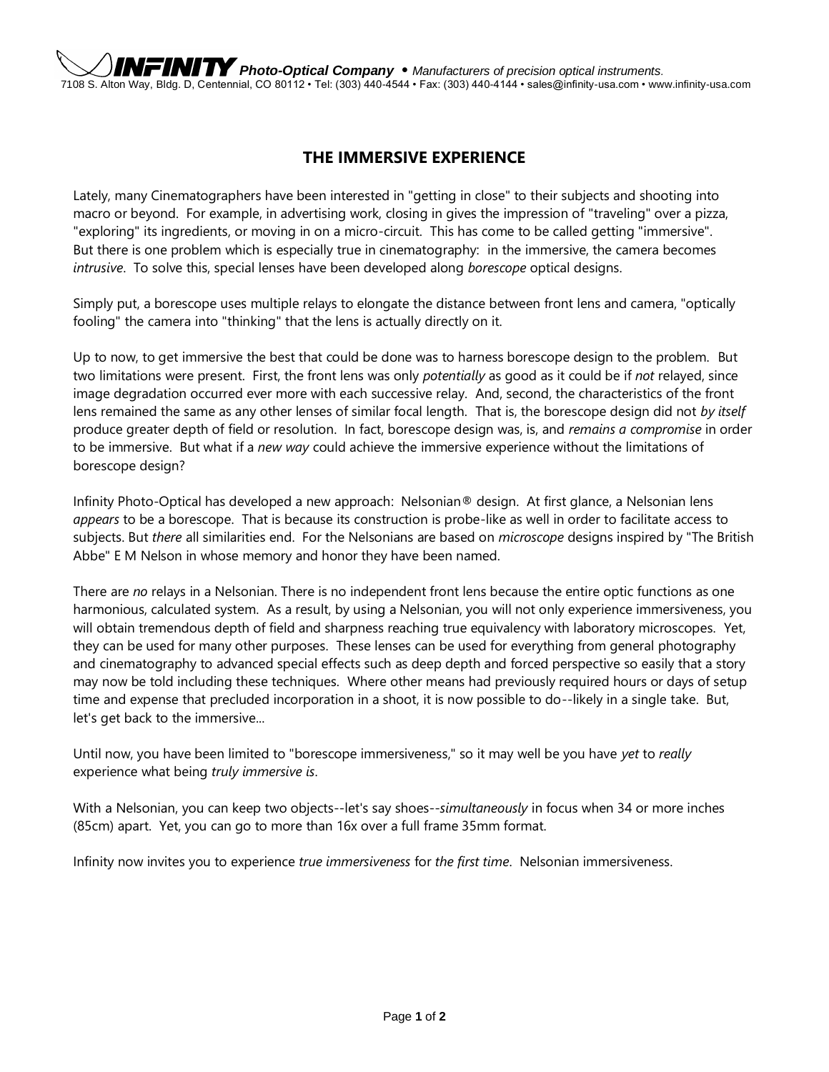**INFINITY Photo-Optical Company • *Manufacturers of precision optical instruments.***
7108 S. Alton Way, Bldg. D, Centennial, CO 80112 • Tel: (303) 440-4544 • Fax: (303) 440-4144 • sales@infinity-usa.com • www.infinity-usa.com

# THE IMMERSIVE EXPERIENCE

Lately, many Cinematographers have been interested in "getting in close" to their subjects and shooting into macro or beyond. For example, in advertising work, closing in gives the impression of "traveling" over a pizza, "exploring" its ingredients, or moving in on a micro-circuit. This has come to be called getting "immersive". But there is one problem which is especially true in cinematography: in the immersive, the camera becomes *intrusive*. To solve this, special lenses have been developed along *borescope* optical designs.

Simply put, a borescope uses multiple relays to elongate the distance between front lens and camera, "optically fooling" the camera into "thinking" that the lens is actually directly on it.

Up to now, to get immersive the best that could be done was to harness borescope design to the problem. But two limitations were present. First, the front lens was only *potentially* as good as it could be if *not* relayed, since image degradation occurred ever more with each successive relay. And, second, the characteristics of the front lens remained the same as any other lenses of similar focal length. That is, the borescope design did not *by itself* produce greater depth of field or resolution. In fact, borescope design was, is, and *remains a compromise* in order to be immersive. But what if a *new way* could achieve the immersive experience without the limitations of borescope design?

Infinity Photo-Optical has developed a new approach: Nelsonian® design. At first glance, a Nelsonian lens *appears* to be a borescope. That is because its construction is probe-like as well in order to facilitate access to subjects. But *there* all similarities end. For the Nelsonians are based on *microscope* designs inspired by "The British Abbe" E M Nelson in whose memory and honor they have been named.

There are *no* relays in a Nelsonian. There is no independent front lens because the entire optic functions as one harmonious, calculated system. As a result, by using a Nelsonian, you will not only experience immersiveness, you will obtain tremendous depth of field and sharpness reaching true equivalency with laboratory microscopes. Yet, they can be used for many other purposes. These lenses can be used for everything from general photography and cinematography to advanced special effects such as deep depth and forced perspective so easily that a story may now be told including these techniques. Where other means had previously required hours or days of setup time and expense that precluded incorporation in a shoot, it is now possible to do--likely in a single take. But, let's get back to the immersive...

Until now, you have been limited to "borescope immersiveness," so it may well be you have *yet* to *really* experience what being *truly immersive is*.

With a Nelsonian, you can keep two objects--let's say shoes--*simultaneously* in focus when 34 or more inches (85cm) apart. Yet, you can go to more than 16x over a full frame 35mm format.

Infinity now invites you to experience *true immersiveness* for *the first time*. Nelsonian immersiveness.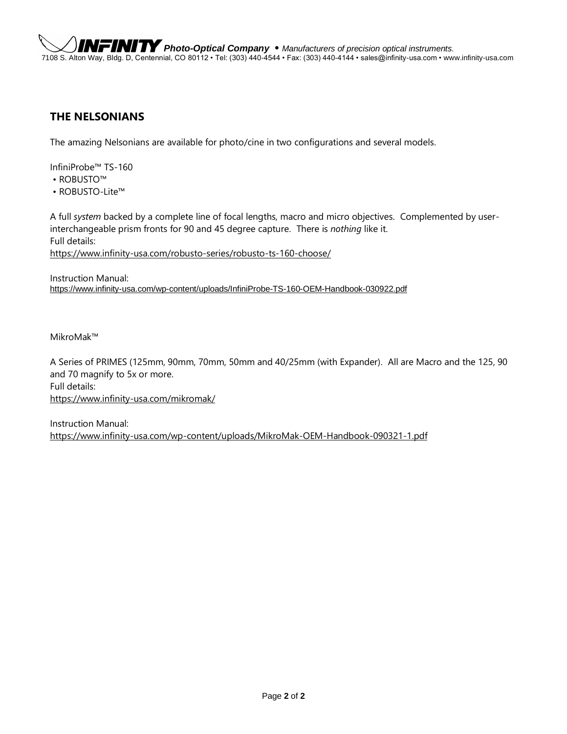## THE NELSONIANS

The amazing Nelsonians are available for photo/cine in two configurations and several models.

InfiniProbe™ TS-160
- ROBUSTO™
- ROBUSTO-Lite™

A full *system* backed by a complete line of focal lengths, macro and micro objectives. Complemented by user-interchangeable prism fronts for 90 and 45 degree capture. There is *nothing* like it.
Full details:
https://www.infinity-usa.com/robusto-series/robusto-ts-160-choose/

Instruction Manual:
https://www.infinity-usa.com/wp-content/uploads/InfiniProbe-TS-160-OEM-Handbook-030922.pdf

MikroMak™

A Series of PRIMES (125mm, 90mm, 70mm, 50mm and 40/25mm (with Expander). All are Macro and the 125, 90 and 70 magnify to 5x or more.
Full details:
https://www.infinity-usa.com/mikromak/

Instruction Manual:
https://www.infinity-usa.com/wp-content/uploads/MikroMak-OEM-Handbook-090321-1.pdf